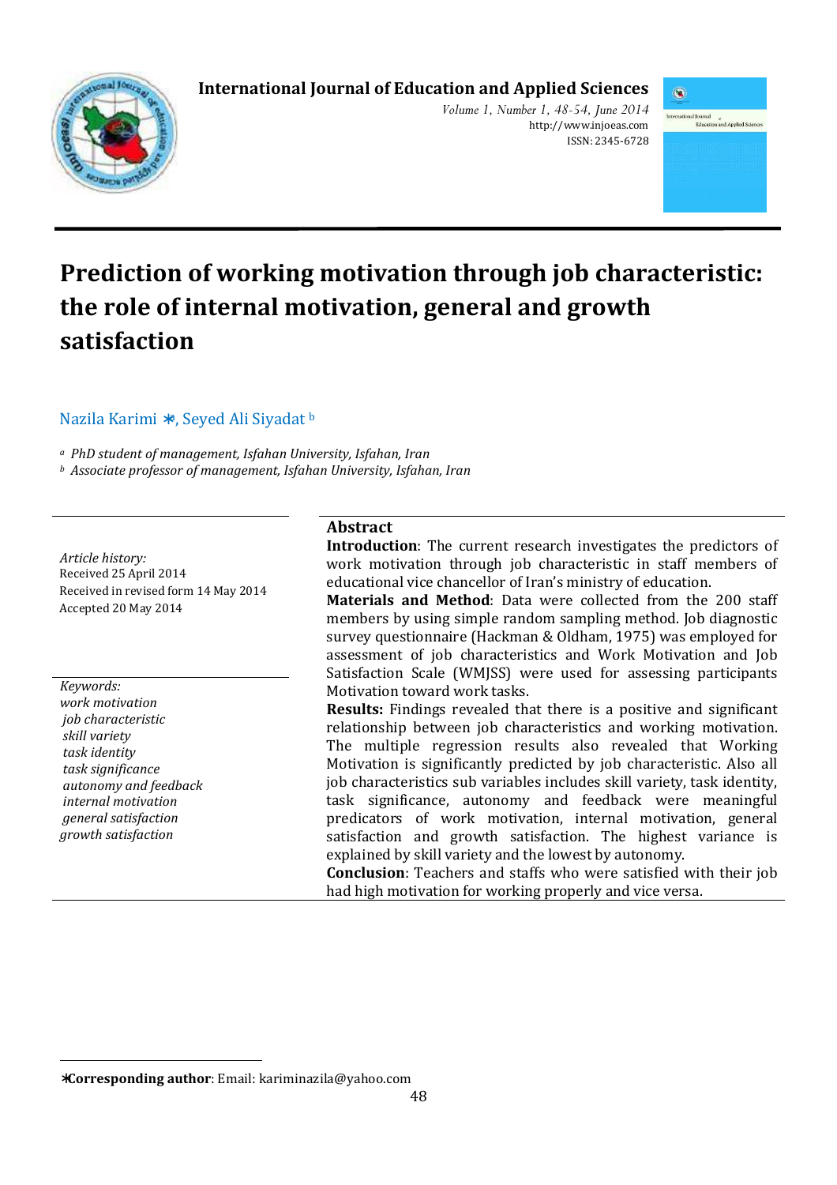# Prediction of working motivation through job characteristic: the role of internal motivation, general and growth satisfaction

Nazila Karimi [a]*, Seyed Ali Siyadat [b]

[a] *PhD student of management, Isfahan University, Isfahan, Iran*
[b] *Associate professor of management, Isfahan University, Isfahan, Iran*

*Article history:*
Received 25 April 2014
Received in revised form 14 May 2014
Accepted 20 May 2014

*Keywords:*
*work motivation*
*job characteristic*
*skill variety*
*task identity*
*task significance*
*autonomy and feedback*
*internal motivation*
*general satisfaction*
*growth satisfaction*

## Abstract

**Introduction**: The current research investigates the predictors of work motivation through job characteristic in staff members of educational vice chancellor of Iran's ministry of education.

**Materials and Method**: Data were collected from the 200 staff members by using simple random sampling method. Job diagnostic survey questionnaire (Hackman & Oldham, 1975) was employed for assessment of job characteristics and Work Motivation and Job Satisfaction Scale (WMJSS) were used for assessing participants Motivation toward work tasks.

**Results:** Findings revealed that there is a positive and significant relationship between job characteristics and working motivation. The multiple regression results also revealed that Working Motivation is significantly predicted by job characteristic. Also all job characteristics sub variables includes skill variety, task identity, task significance, autonomy and feedback were meaningful predicators of work motivation, internal motivation, general satisfaction and growth satisfaction. The highest variance is explained by skill variety and the lowest by autonomy.

**Conclusion**: Teachers and staffs who were satisfied with their job had high motivation for working properly and vice versa.

*​**Corresponding author**: Email: kariminazila@yahoo.com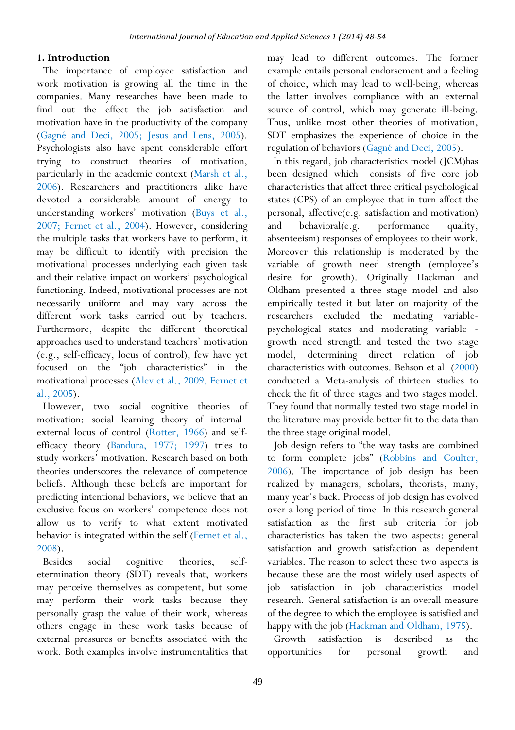## 1. Introduction

The importance of employee satisfaction and work motivation is growing all the time in the companies. Many researches have been made to find out the effect the job satisfaction and motivation have in the productivity of the company (Gagné and Deci, 2005; Jesus and Lens, 2005). Psychologists also have spent considerable effort trying to construct theories of motivation, particularly in the academic context (Marsh et al., 2006). Researchers and practitioners alike have devoted a considerable amount of energy to understanding workers' motivation (Buys et al., 2007; Fernet et al., 2004). However, considering the multiple tasks that workers have to perform, it may be difficult to identify with precision the motivational processes underlying each given task and their relative impact on workers' psychological functioning. Indeed, motivational processes are not necessarily uniform and may vary across the different work tasks carried out by teachers. Furthermore, despite the different theoretical approaches used to understand teachers' motivation (e.g., self-efficacy, locus of control), few have yet focused on the "job characteristics" in the motivational processes (Alev et al., 2009, Fernet et al., 2005).

However, two social cognitive theories of motivation: social learning theory of internal–external locus of control (Rotter, 1966) and self-efficacy theory (Bandura, 1977; 1997) tries to study workers' motivation. Research based on both theories underscores the relevance of competence beliefs. Although these beliefs are important for predicting intentional behaviors, we believe that an exclusive focus on workers' competence does not allow us to verify to what extent motivated behavior is integrated within the self (Fernet et al., 2008).

Besides social cognitive theories, self-etermination theory (SDT) reveals that, workers may perceive themselves as competent, but some may perform their work tasks because they personally grasp the value of their work, whereas others engage in these work tasks because of external pressures or benefits associated with the work. Both examples involve instrumentalities that may lead to different outcomes. The former example entails personal endorsement and a feeling of choice, which may lead to well-being, whereas the latter involves compliance with an external source of control, which may generate ill-being. Thus, unlike most other theories of motivation, SDT emphasizes the experience of choice in the regulation of behaviors (Gagné and Deci, 2005).

In this regard, job characteristics model (JCM)has been designed which consists of five core job characteristics that affect three critical psychological states (CPS) of an employee that in turn affect the personal, affective(e.g. satisfaction and motivation) and behavioral(e.g. performance quality, absenteeism) responses of employees to their work. Moreover this relationship is moderated by the variable of growth need strength (employee's desire for growth). Originally Hackman and Oldham presented a three stage model and also empirically tested it but later on majority of the researchers excluded the mediating variable-psychological states and moderating variable - growth need strength and tested the two stage model, determining direct relation of job characteristics with outcomes. Behson et al. (2000) conducted a Meta-analysis of thirteen studies to check the fit of three stages and two stages model. They found that normally tested two stage model in the literature may provide better fit to the data than the three stage original model.

Job design refers to "the way tasks are combined to form complete jobs" (Robbins and Coulter, 2006). The importance of job design has been realized by managers, scholars, theorists, many, many year's back. Process of job design has evolved over a long period of time. In this research general satisfaction as the first sub criteria for job characteristics has taken the two aspects: general satisfaction and growth satisfaction as dependent variables. The reason to select these two aspects is because these are the most widely used aspects of job satisfaction in job characteristics model research. General satisfaction is an overall measure of the degree to which the employee is satisfied and happy with the job (Hackman and Oldham, 1975).

Growth satisfaction is described as the opportunities for personal growth and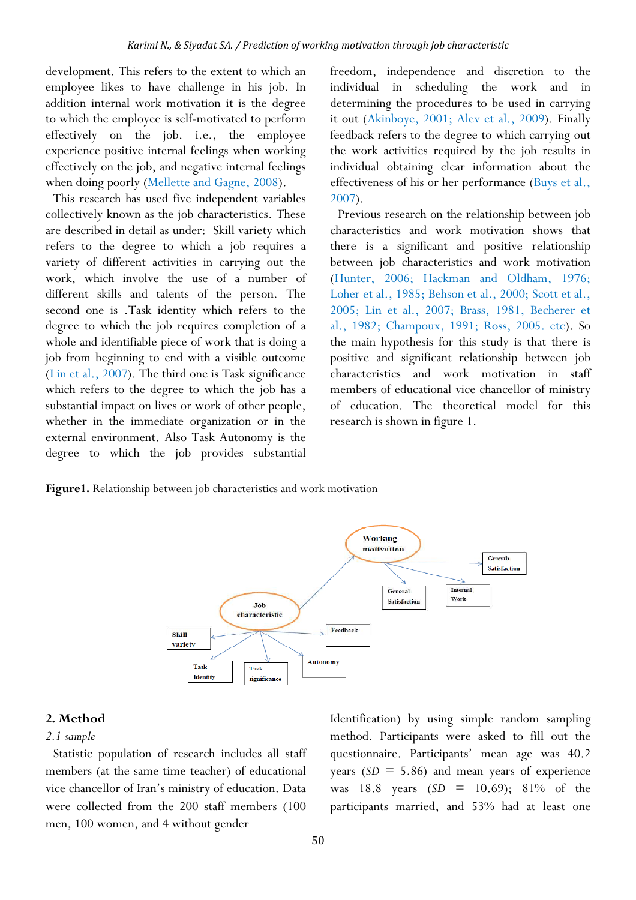development. This refers to the extent to which an employee likes to have challenge in his job. In addition internal work motivation it is the degree to which the employee is self-motivated to perform effectively on the job. i.e., the employee experience positive internal feelings when working effectively on the job, and negative internal feelings when doing poorly (Mellette and Gagne, 2008).

This research has used five independent variables collectively known as the job characteristics. These are described in detail as under: Skill variety which refers to the degree to which a job requires a variety of different activities in carrying out the work, which involve the use of a number of different skills and talents of the person. The second one is .Task identity which refers to the degree to which the job requires completion of a whole and identifiable piece of work that is doing a job from beginning to end with a visible outcome (Lin et al., 2007). The third one is Task significance which refers to the degree to which the job has a substantial impact on lives or work of other people, whether in the immediate organization or in the external environment. Also Task Autonomy is the degree to which the job provides substantial freedom, independence and discretion to the individual in scheduling the work and in determining the procedures to be used in carrying it out (Akinboye, 2001; Alev et al., 2009). Finally feedback refers to the degree to which carrying out the work activities required by the job results in individual obtaining clear information about the effectiveness of his or her performance (Buys et al., 2007).

Previous research on the relationship between job characteristics and work motivation shows that there is a significant and positive relationship between job characteristics and work motivation (Hunter, 2006; Hackman and Oldham, 1976; Loher et al., 1985; Behson et al., 2000; Scott et al., 2005; Lin et al., 2007; Brass, 1981, Becherer et al., 1982; Champoux, 1991; Ross, 2005. etc). So the main hypothesis for this study is that there is positive and significant relationship between job characteristics and work motivation in staff members of educational vice chancellor of ministry of education. The theoretical model for this research is shown in figure 1.

**Figure1.** Relationship between job characteristics and work motivation

## 2. Method

*2.1 sample*

Statistic population of research includes all staff members (at the same time teacher) of educational vice chancellor of Iran's ministry of education. Data were collected from the 200 staff members (100 men, 100 women, and 4 without gender Identification) by using simple random sampling method. Participants were asked to fill out the questionnaire. Participants' mean age was 40.2 years (*SD* = 5.86) and mean years of experience was 18.8 years (*SD* = 10.69); 81% of the participants married, and 53% had at least one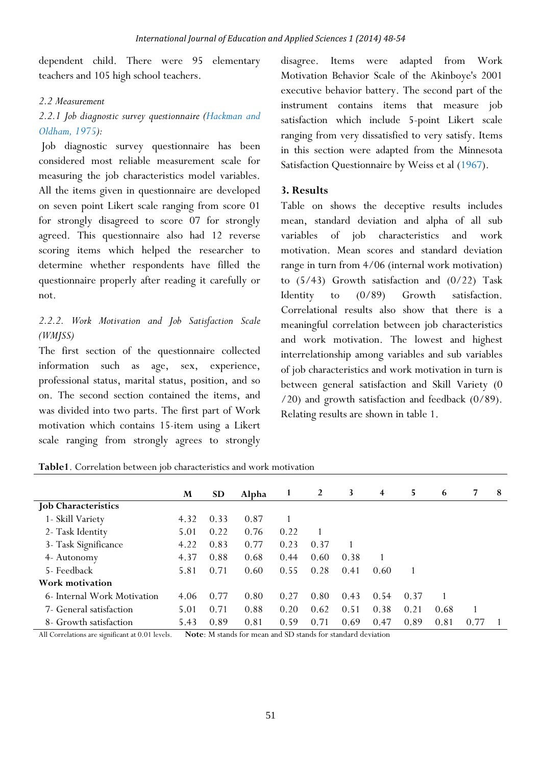dependent child. There were 95 elementary teachers and 105 high school teachers.

### 2.2 Measurement

#### 2.2.1 Job diagnostic survey questionnaire (Hackman and Oldham, 1975):

Job diagnostic survey questionnaire has been considered most reliable measurement scale for measuring the job characteristics model variables. All the items given in questionnaire are developed on seven point Likert scale ranging from score 01 for strongly disagreed to score 07 for strongly agreed. This questionnaire also had 12 reverse scoring items which helped the researcher to determine whether respondents have filled the questionnaire properly after reading it carefully or not.

#### 2.2.2. Work Motivation and Job Satisfaction Scale (WMJSS)

The first section of the questionnaire collected information such as age, sex, experience, professional status, marital status, position, and so on. The second section contained the items, and was divided into two parts. The first part of Work motivation which contains 15-item using a Likert scale ranging from strongly agrees to strongly disagree. Items were adapted from Work Motivation Behavior Scale of the Akinboye's 2001 executive behavior battery. The second part of the instrument contains items that measure job satisfaction which include 5-point Likert scale ranging from very dissatisfied to very satisfy. Items in this section were adapted from the Minnesota Satisfaction Questionnaire by Weiss et al (1967).

## 3. Results

Table on shows the deceptive results includes mean, standard deviation and alpha of all sub variables of job characteristics and work motivation. Mean scores and standard deviation range in turn from 4/06 (internal work motivation) to (5/43) Growth satisfaction and (0/22) Task Identity to (0/89) Growth satisfaction. Correlational results also show that there is a meaningful correlation between job characteristics and work motivation. The lowest and highest interrelationship among variables and sub variables of job characteristics and work motivation in turn is between general satisfaction and Skill Variety (0 /20) and growth satisfaction and feedback (0/89). Relating results are shown in table 1.

**Table1**. Correlation between job characteristics and work motivation

| | M | SD | Alpha | 1 | 2 | 3 | 4 | 5 | 6 | 7 | 8 |
|---|---|---|---|---|---|---|---|---|---|---|---|
| **Job Characteristics** | | | | | | | | | | | |
| 1- Skill Variety | 4.32 | 0.33 | 0.87 | 1 | | | | | | | |
| 2- Task Identity | 5.01 | 0.22 | 0.76 | 0.22 | 1 | | | | | | |
| 3- Task Significance | 4.22 | 0.83 | 0.77 | 0.23 | 0.37 | 1 | | | | | |
| 4- Autonomy | 4.37 | 0.88 | 0.68 | 0.44 | 0.60 | 0.38 | 1 | | | | |
| 5- Feedback | 5.81 | 0.71 | 0.60 | 0.55 | 0.28 | 0.41 | 0.60 | 1 | | | |
| **Work motivation** | | | | | | | | | | | |
| 6- Internal Work Motivation | 4.06 | 0.77 | 0.80 | 0.27 | 0.80 | 0.43 | 0.54 | 0.37 | 1 | | |
| 7- General satisfaction | 5.01 | 0.71 | 0.88 | 0.20 | 0.62 | 0.51 | 0.38 | 0.21 | 0.68 | 1 | |
| 8- Growth satisfaction | 5.43 | 0.89 | 0.81 | 0.59 | 0.71 | 0.69 | 0.47 | 0.89 | 0.81 | 0.77 | 1 |

All Correlations are significant at 0.01 levels. **Note**: M stands for mean and SD stands for standard deviation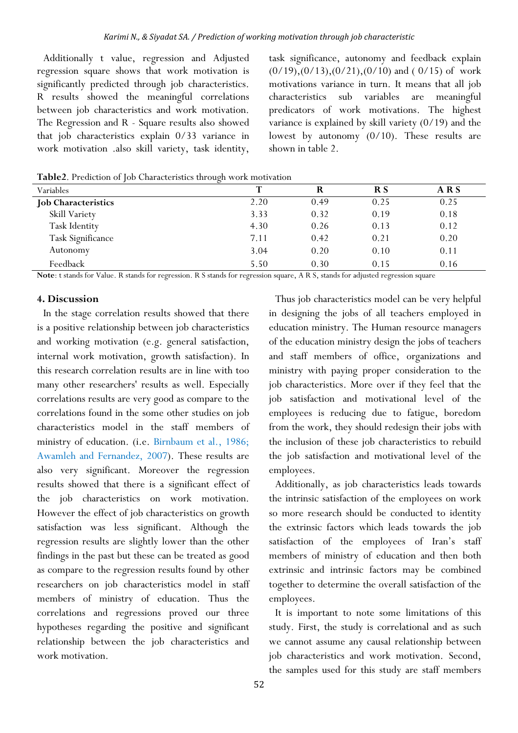Additionally t value, regression and Adjusted regression square shows that work motivation is significantly predicted through job characteristics. R results showed the meaningful correlations between job characteristics and work motivation. The Regression and R - Square results also showed that job characteristics explain 0/33 variance in work motivation .also skill variety, task identity, task significance, autonomy and feedback explain (0/19),(0/13),(0/21),(0/10) and ( 0/15) of work motivations variance in turn. It means that all job characteristics sub variables are meaningful predicators of work motivations. The highest variance is explained by skill variety (0/19) and the lowest by autonomy (0/10). These results are shown in table 2.

**Table2**. Prediction of Job Characteristics through work motivation

| Variables | T | R | R S | A R S |
|---|---|---|---|---|
| **Job Characteristics** | 2.20 | 0.49 | 0.25 | 0.25 |
| Skill Variety | 3.33 | 0.32 | 0.19 | 0.18 |
| Task Identity | 4.30 | 0.26 | 0.13 | 0.12 |
| Task Significance | 7.11 | 0.42 | 0.21 | 0.20 |
| Autonomy | 3.04 | 0.20 | 0.10 | 0.11 |
| Feedback | 5.50 | 0.30 | 0.15 | 0.16 |

**Note**: t stands for Value. R stands for regression. R S stands for regression square, A R S, stands for adjusted regression square

## 4. Discussion

In the stage correlation results showed that there is a positive relationship between job characteristics and working motivation (e.g. general satisfaction, internal work motivation, growth satisfaction). In this research correlation results are in line with too many other researchers' results as well. Especially correlations results are very good as compare to the correlations found in the some other studies on job characteristics model in the staff members of ministry of education. (i.e. Birnbaum et al., 1986; Awamleh and Fernandez, 2007). These results are also very significant. Moreover the regression results showed that there is a significant effect of the job characteristics on work motivation. However the effect of job characteristics on growth satisfaction was less significant. Although the regression results are slightly lower than the other findings in the past but these can be treated as good as compare to the regression results found by other researchers on job characteristics model in staff members of ministry of education. Thus the correlations and regressions proved our three hypotheses regarding the positive and significant relationship between the job characteristics and work motivation.

Thus job characteristics model can be very helpful in designing the jobs of all teachers employed in education ministry. The Human resource managers of the education ministry design the jobs of teachers and staff members of office, organizations and ministry with paying proper consideration to the job characteristics. More over if they feel that the job satisfaction and motivational level of the employees is reducing due to fatigue, boredom from the work, they should redesign their jobs with the inclusion of these job characteristics to rebuild the job satisfaction and motivational level of the employees.

Additionally, as job characteristics leads towards the intrinsic satisfaction of the employees on work so more research should be conducted to identity the extrinsic factors which leads towards the job satisfaction of the employees of Iran's staff members of ministry of education and then both extrinsic and intrinsic factors may be combined together to determine the overall satisfaction of the employees.

It is important to note some limitations of this study. First, the study is correlational and as such we cannot assume any causal relationship between job characteristics and work motivation. Second, the samples used for this study are staff members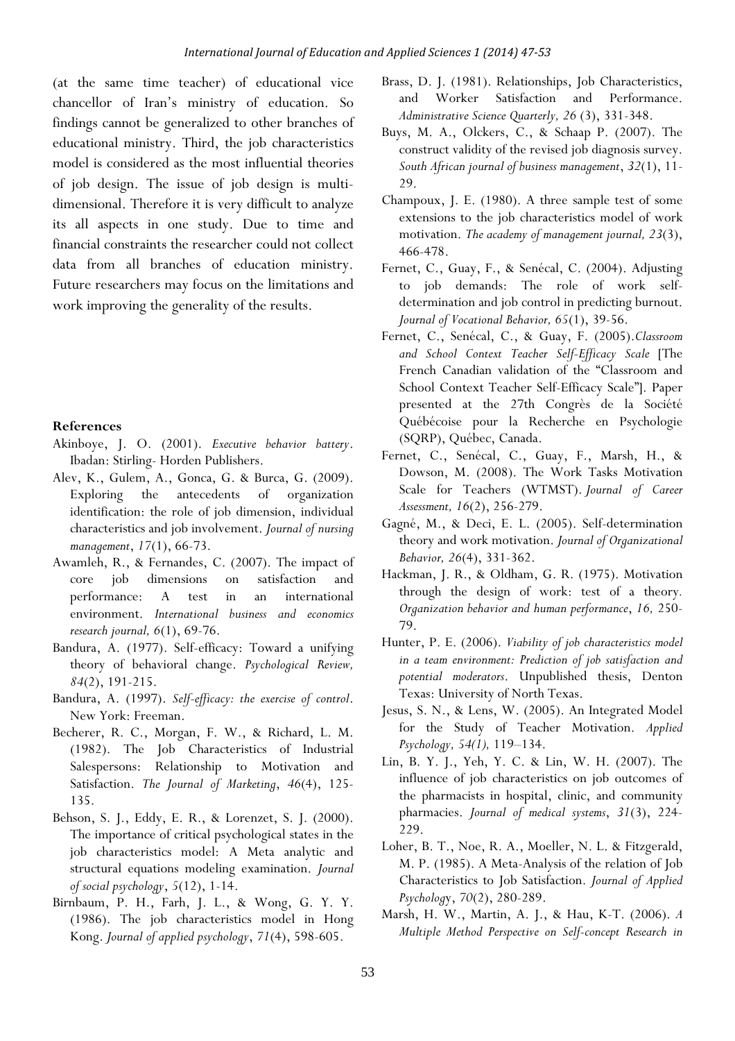(at the same time teacher) of educational vice chancellor of Iran's ministry of education. So findings cannot be generalized to other branches of educational ministry. Third, the job characteristics model is considered as the most influential theories of job design. The issue of job design is multi-dimensional. Therefore it is very difficult to analyze its all aspects in one study. Due to time and financial constraints the researcher could not collect data from all branches of education ministry. Future researchers may focus on the limitations and work improving the generality of the results.

**References**

Akinboye, J. O. (2001). *Executive behavior battery*. Ibadan: Stirling- Horden Publishers.

Alev, K., Gulem, A., Gonca, G. & Burca, G. (2009). Exploring the antecedents of organization identification: the role of job dimension, individual characteristics and job involvement. *Journal of nursing management*, *17*(1), 66-73.

Awamleh, R., & Fernandes, C. (2007). The impact of core job dimensions on satisfaction and performance: A test in an international environment. *International business and economics research journal, 6*(1), 69-76.

Bandura, A. (1977). Self-efficacy: Toward a unifying theory of behavioral change. *Psychological Review, 84*(2), 191-215.

Bandura, A. (1997). *Self-efficacy: the exercise of control*. New York: Freeman.

Becherer, R. C., Morgan, F. W., & Richard, L. M. (1982). The Job Characteristics of Industrial Salespersons: Relationship to Motivation and Satisfaction. *The Journal of Marketing*, *46*(4), 125-135.

Behson, S. J., Eddy, E. R., & Lorenzet, S. J. (2000). The importance of critical psychological states in the job characteristics model: A Meta analytic and structural equations modeling examination. *Journal of social psychology*, *5*(12), 1-14.

Birnbaum, P. H., Farh, J. L., & Wong, G. Y. Y. (1986). The job characteristics model in Hong Kong. *Journal of applied psychology*, *71*(4), 598-605.

Brass, D. J. (1981). Relationships, Job Characteristics, and Worker Satisfaction and Performance. *Administrative Science Quarterly, 26* (3), 331-348.

Buys, M. A., Olckers, C., & Schaap P. (2007). The construct validity of the revised job diagnosis survey. *South African journal of business management*, *32*(1), 11-29.

Champoux, J. E. (1980). A three sample test of some extensions to the job characteristics model of work motivation. *The academy of management journal, 23*(3), 466-478.

Fernet, C., Guay, F., & Senécal, C. (2004). Adjusting to job demands: The role of work self-determination and job control in predicting burnout. *Journal of Vocational Behavior, 65*(1), 39-56.

Fernet, C., Senécal, C., & Guay, F. (2005).*Classroom and School Context Teacher Self-Efficacy Scale* [The French Canadian validation of the "Classroom and School Context Teacher Self-Efficacy Scale"]. Paper presented at the 27th Congrès de la Société Québécoise pour la Recherche en Psychologie (SQRP), Québec, Canada.

Fernet, C., Senécal, C., Guay, F., Marsh, H., & Dowson, M. (2008). The Work Tasks Motivation Scale for Teachers (WTMST). *Journal of Career Assessment, 16*(2), 256-279.

Gagné, M., & Deci, E. L. (2005). Self-determination theory and work motivation. *Journal of Organizational Behavior, 26*(4), 331-362.

Hackman, J. R., & Oldham, G. R. (1975). Motivation through the design of work: test of a theory. *Organization behavior and human performance*, *16,* 250-79.

Hunter, P. E. (2006). *Viability of job characteristics model in a team environment: Prediction of job satisfaction and potential moderators*. Unpublished thesis, Denton Texas: University of North Texas.

Jesus, S. N., & Lens, W. (2005). An Integrated Model for the Study of Teacher Motivation. *Applied Psychology, 54(1),* 119–134.

Lin, B. Y. J., Yeh, Y. C. & Lin, W. H. (2007). The influence of job characteristics on job outcomes of the pharmacists in hospital, clinic, and community pharmacies. *Journal of medical systems*, *31*(3), 224-229.

Loher, B. T., Noe, R. A., Moeller, N. L. & Fitzgerald, M. P. (1985). A Meta-Analysis of the relation of Job Characteristics to Job Satisfaction. *Journal of Applied Psychology*, *70*(2), 280-289.

Marsh, H. W., Martin, A. J., & Hau, K-T. (2006). *A Multiple Method Perspective on Self-concept Research in*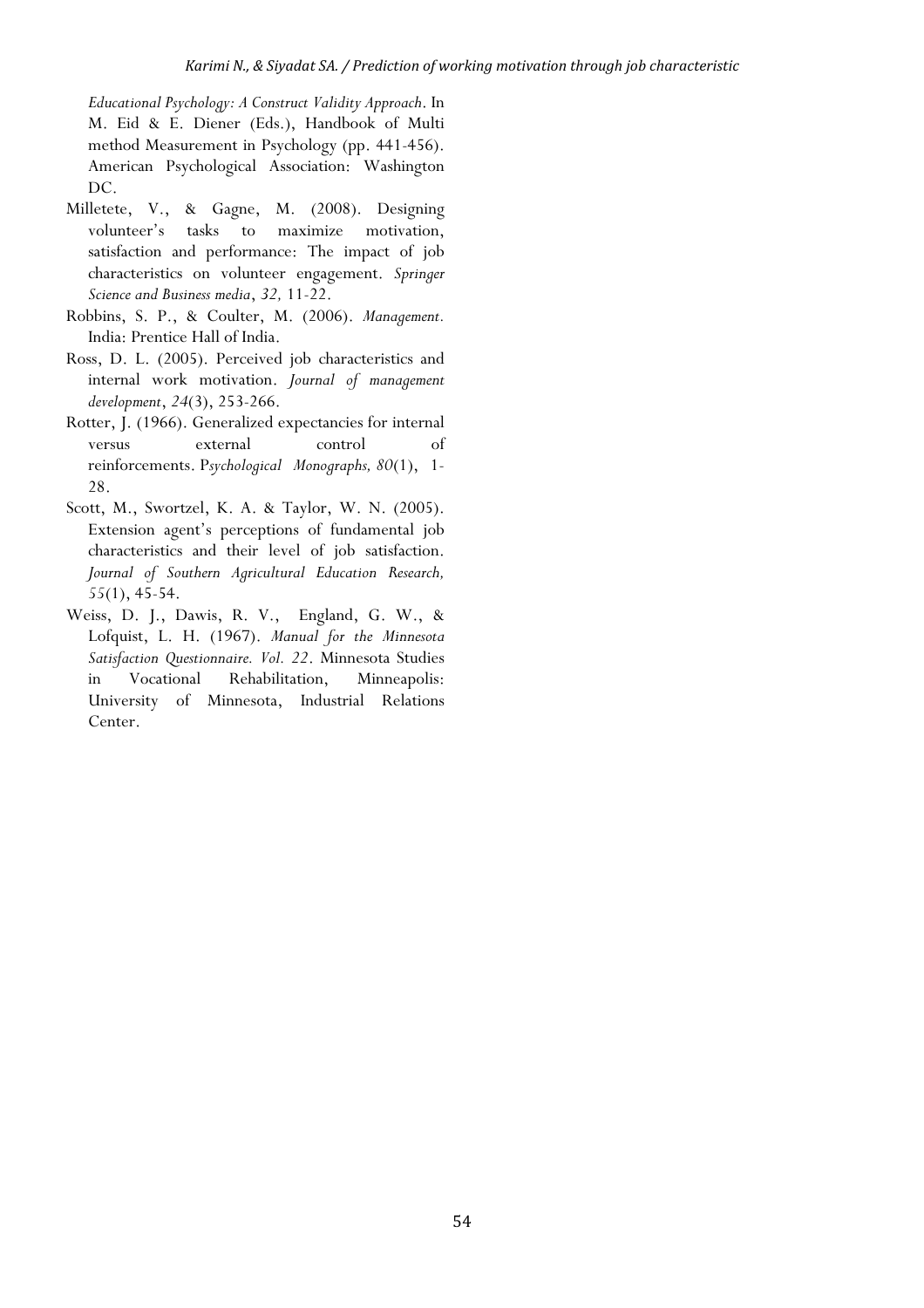*Educational Psychology: A Construct Validity Approach*. In M. Eid & E. Diener (Eds.), Handbook of Multi method Measurement in Psychology (pp. 441-456). American Psychological Association: Washington DC.

Milletete, V., & Gagne, M. (2008). Designing volunteer's tasks to maximize motivation, satisfaction and performance: The impact of job characteristics on volunteer engagement. *Springer Science and Business media*, *32,* 11-22.

Robbins, S. P., & Coulter, M. (2006). *Management.* India: Prentice Hall of India.

Ross, D. L. (2005). Perceived job characteristics and internal work motivation. *Journal of management development*, *24*(3), 253-266.

Rotter, J. (1966). Generalized expectancies for internal versus external control of reinforcements. P*sychological Monographs, 80*(1), 1-28.

Scott, M., Swortzel, K. A. & Taylor, W. N. (2005). Extension agent's perceptions of fundamental job characteristics and their level of job satisfaction. *Journal of Southern Agricultural Education Research, 55*(1), 45-54.

Weiss, D. J., Dawis, R. V., England, G. W., & Lofquist, L. H. (1967). *Manual for the Minnesota Satisfaction Questionnaire. Vol. 22*. Minnesota Studies in Vocational Rehabilitation, Minneapolis: University of Minnesota, Industrial Relations Center.